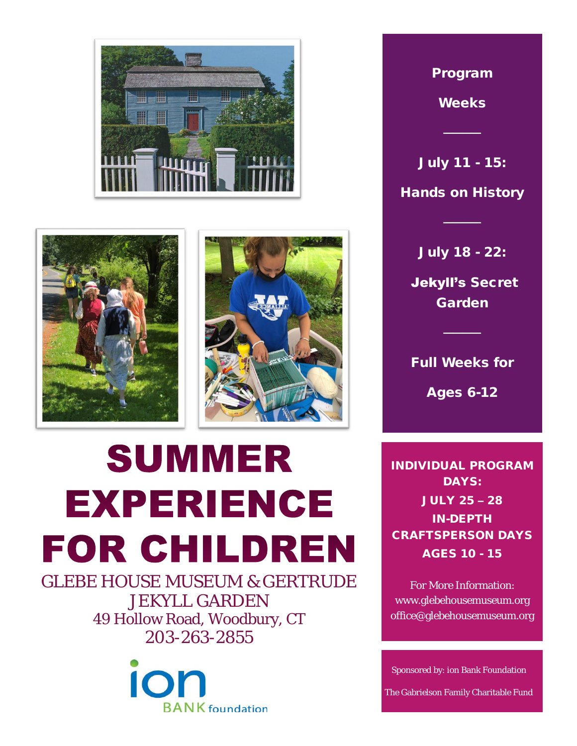# SUMMER EXPERIENCE FOR CHILDREN

GLEBE HOUSE MUSEUM & GERTRUDE JEKYLL GARDEN
49 Hollow Road, Woodbury, CT
203-263-2855

**Program Weeks**

---

**July 11 - 15:**

**Hands on History**

---

**July 18 - 22:**

**Jekyll's Secret Garden**

---

**Full Weeks for Ages 6-12**

**INDIVIDUAL PROGRAM DAYS:**
**JULY 25 – 28**
**IN-DEPTH CRAFTSPERSON DAYS**
**AGES 10 - 15**

For More Information:
www.glebehousemuseum.org
office@glebehousemuseum.org

Sponsored by: ion Bank Foundation

The Gabrielson Family Charitable Fund

ion BANK foundation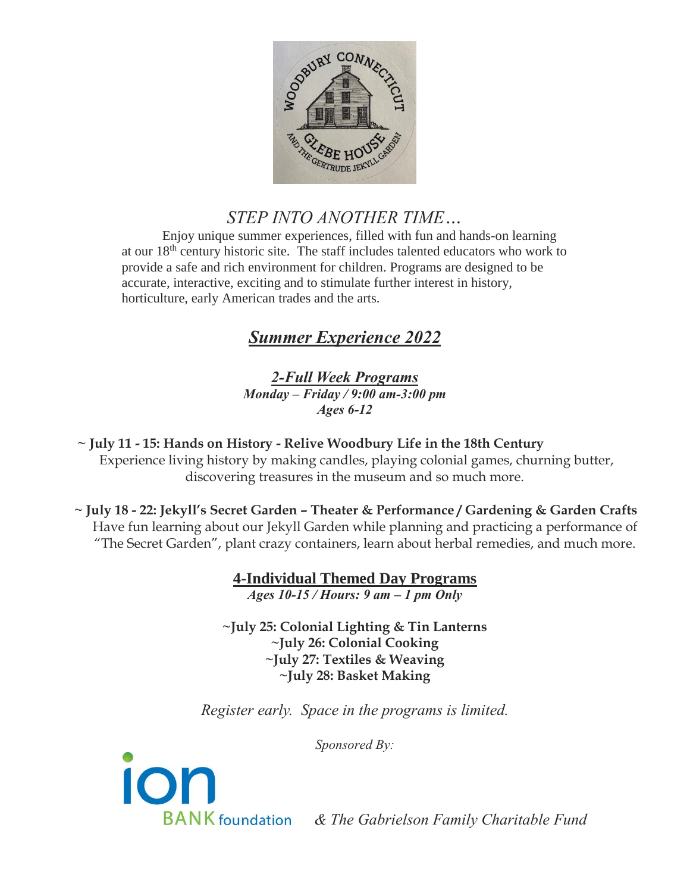# *STEP INTO ANOTHER TIME…*

Enjoy unique summer experiences, filled with fun and hands-on learning at our 18th century historic site. The staff includes talented educators who work to provide a safe and rich environment for children. Programs are designed to be accurate, interactive, exciting and to stimulate further interest in history, horticulture, early American trades and the arts.

## ***Summer Experience 2022***

### ***2-Full Week Programs***

***Monday – Friday / 9:00 am-3:00 pm***
***Ages 6-12***

**~ July 11 - 15: Hands on History - Relive Woodbury Life in the 18th Century**
Experience living history by making candles, playing colonial games, churning butter, discovering treasures in the museum and so much more.

**~ July 18 - 22: Jekyll's Secret Garden – Theater & Performance / Gardening & Garden Crafts**
Have fun learning about our Jekyll Garden while planning and practicing a performance of "The Secret Garden", plant crazy containers, learn about herbal remedies, and much more.

### **4-Individual Themed Day Programs**

***Ages 10-15 / Hours: 9 am – 1 pm Only***

**~July 25: Colonial Lighting & Tin Lanterns**
**~July 26: Colonial Cooking**
**~July 27: Textiles & Weaving**
**~July 28: Basket Making**

*Register early. Space in the programs is limited.*

*Sponsored By:*

ion BANK foundation *& The Gabrielson Family Charitable Fund*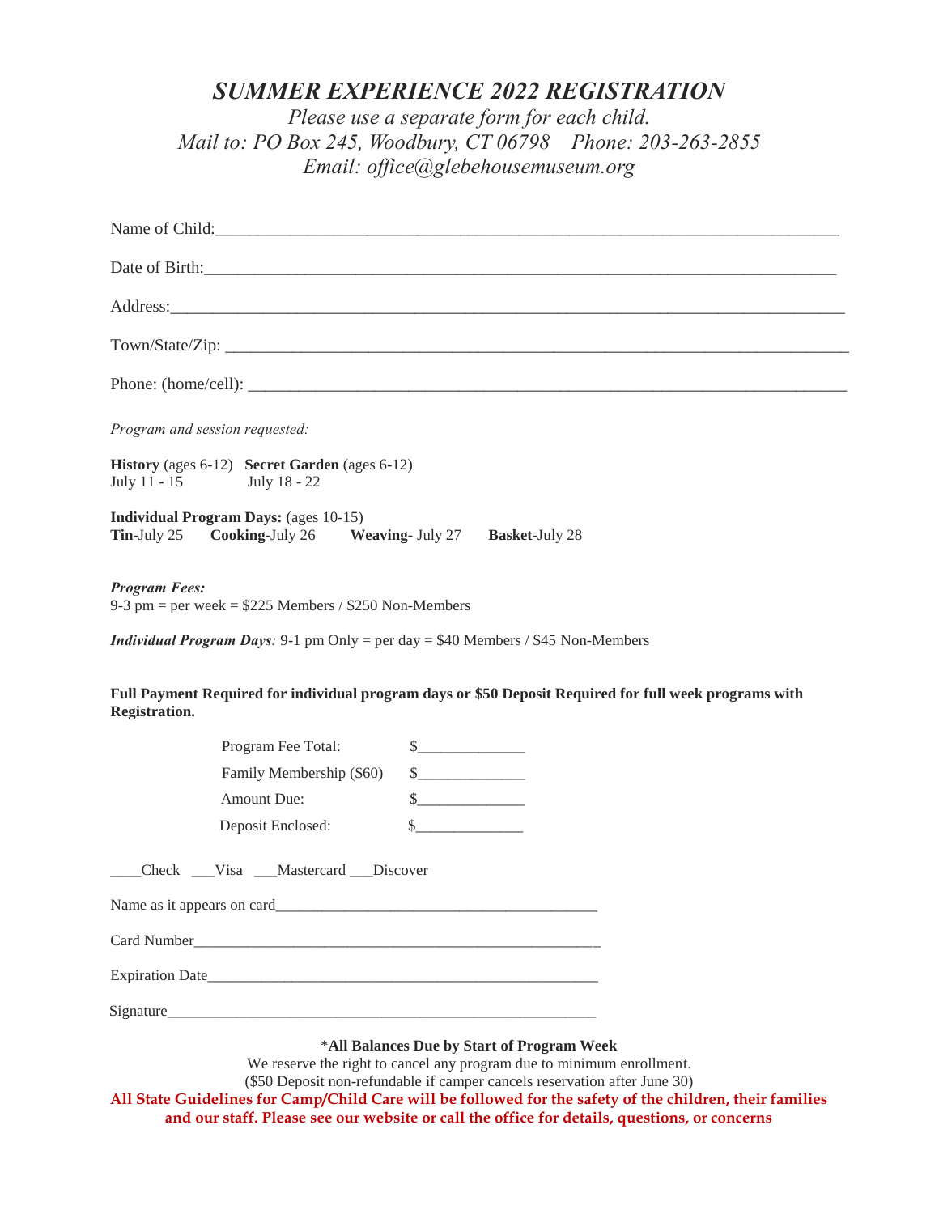# *SUMMER EXPERIENCE 2022 REGISTRATION*

*Please use a separate form for each child.*
*Mail to: PO Box 245, Woodbury, CT 06798    Phone: 203-263-2855*
*Email: office@glebehousemuseum.org*

Name of Child:_______________________________________________

Date of Birth:_______________________________________________

Address:____________________________________________________

Town/State/Zip: _____________________________________________

Phone: (home/cell): __________________________________________

*Program and session requested:*

**History** (ages 6-12)  **Secret Garden** (ages 6-12)
July 11 - 15  July 18 - 22

**Individual Program Days:** (ages 10-15)
**Tin**-July 25  **Cooking**-July 26  **Weaving-** July 27  **Basket**-July 28

***Program Fees:***
9-3 pm = per week = $225 Members / $250 Non-Members

***Individual Program Days**:* 9-1 pm Only = per day = $40 Members / $45 Non-Members

**Full Payment Required for individual program days or $50 Deposit Required for full week programs with Registration.**

Program Fee Total: $_____________

Family Membership ($60) $_____________

Amount Due: $_____________

Deposit Enclosed: $_____________

____Check ___Visa ___Mastercard ___Discover

Name as it appears on card_________________________________

Card Number______________________________________________

Expiration Date____________________________________________

Signature_________________________________________________

*__All Balances Due by Start of Program Week__
We reserve the right to cancel any program due to minimum enrollment.
($50 Deposit non-refundable if camper cancels reservation after June 30)

**All State Guidelines for Camp/Child Care will be followed for the safety of the children, their families and our staff. Please see our website or call the office for details, questions, or concerns**